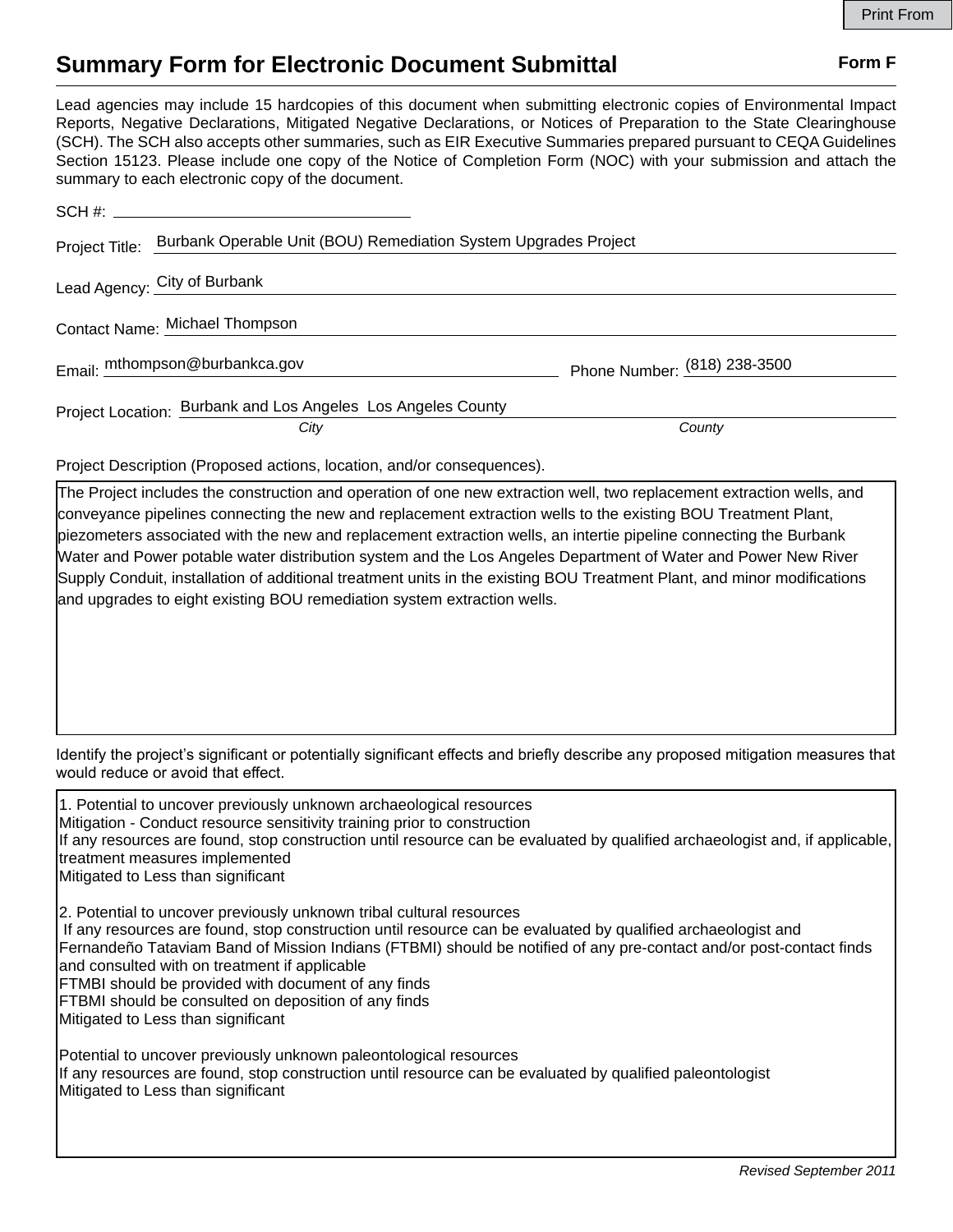# Summary Form for Electronic Document Submittal

**Form F**

Lead agencies may include 15 hardcopies of this document when submitting electronic copies of Environmental Impact Reports, Negative Declarations, Mitigated Negative Declarations, or Notices of Preparation to the State Clearinghouse (SCH). The SCH also accepts other summaries, such as EIR Executive Summaries prepared pursuant to CEQA Guidelines Section 15123. Please include one copy of the Notice of Completion Form (NOC) with your submission and attach the summary to each electronic copy of the document.

SCH #: 

Project Title: Burbank Operable Unit (BOU) Remediation System Upgrades Project

Lead Agency: City of Burbank

Contact Name: Michael Thompson

Email: mthompson@burbankca.gov    Phone Number: (818) 238-3500

Project Location: Burbank and Los Angeles (*City*)  Los Angeles County (*County*)

Project Description (Proposed actions, location, and/or consequences).

The Project includes the construction and operation of one new extraction well, two replacement extraction wells, and conveyance pipelines connecting the new and replacement extraction wells to the existing BOU Treatment Plant, piezometers associated with the new and replacement extraction wells, an intertie pipeline connecting the Burbank Water and Power potable water distribution system and the Los Angeles Department of Water and Power New River Supply Conduit, installation of additional treatment units in the existing BOU Treatment Plant, and minor modifications and upgrades to eight existing BOU remediation system extraction wells.

Identify the project's significant or potentially significant effects and briefly describe any proposed mitigation measures that would reduce or avoid that effect.

1. Potential to uncover previously unknown archaeological resources
Mitigation - Conduct resource sensitivity training prior to construction
If any resources are found, stop construction until resource can be evaluated by qualified archaeologist and, if applicable, treatment measures implemented
Mitigated to Less than significant

2. Potential to uncover previously unknown tribal cultural resources
If any resources are found, stop construction until resource can be evaluated by qualified archaeologist and Fernandeño Tataviam Band of Mission Indians (FTBMI) should be notified of any pre-contact and/or post-contact finds and consulted with on treatment if applicable
FTMBI should be provided with document of any finds
FTBMI should be consulted on deposition of any finds
Mitigated to Less than significant

Potential to uncover previously unknown paleontological resources
If any resources are found, stop construction until resource can be evaluated by qualified paleontologist
Mitigated to Less than significant

*Revised September 2011*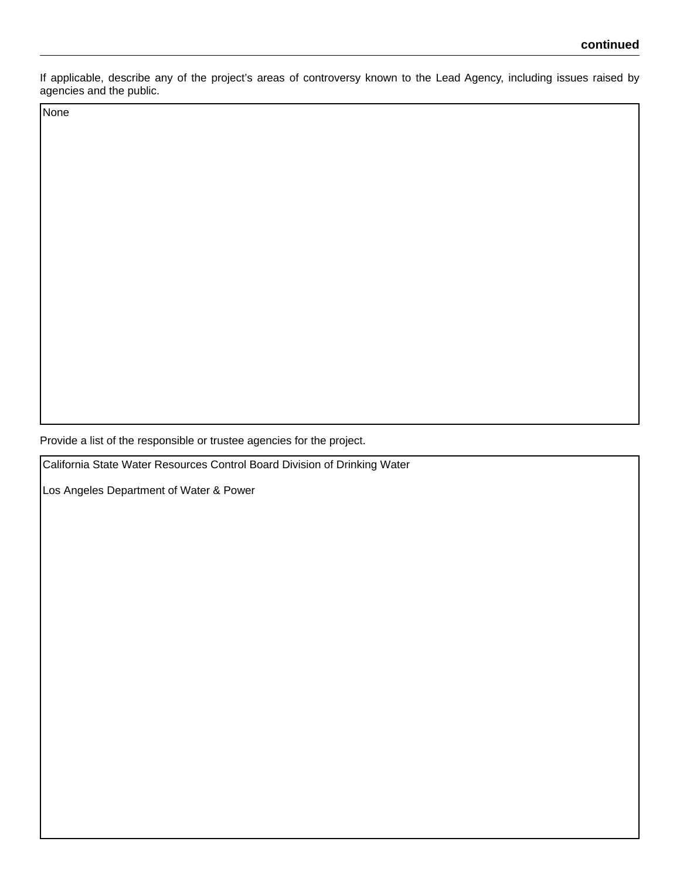**continued**

If applicable, describe any of the project's areas of controversy known to the Lead Agency, including issues raised by agencies and the public.

None

Provide a list of the responsible or trustee agencies for the project.

California State Water Resources Control Board Division of Drinking Water

Los Angeles Department of Water & Power